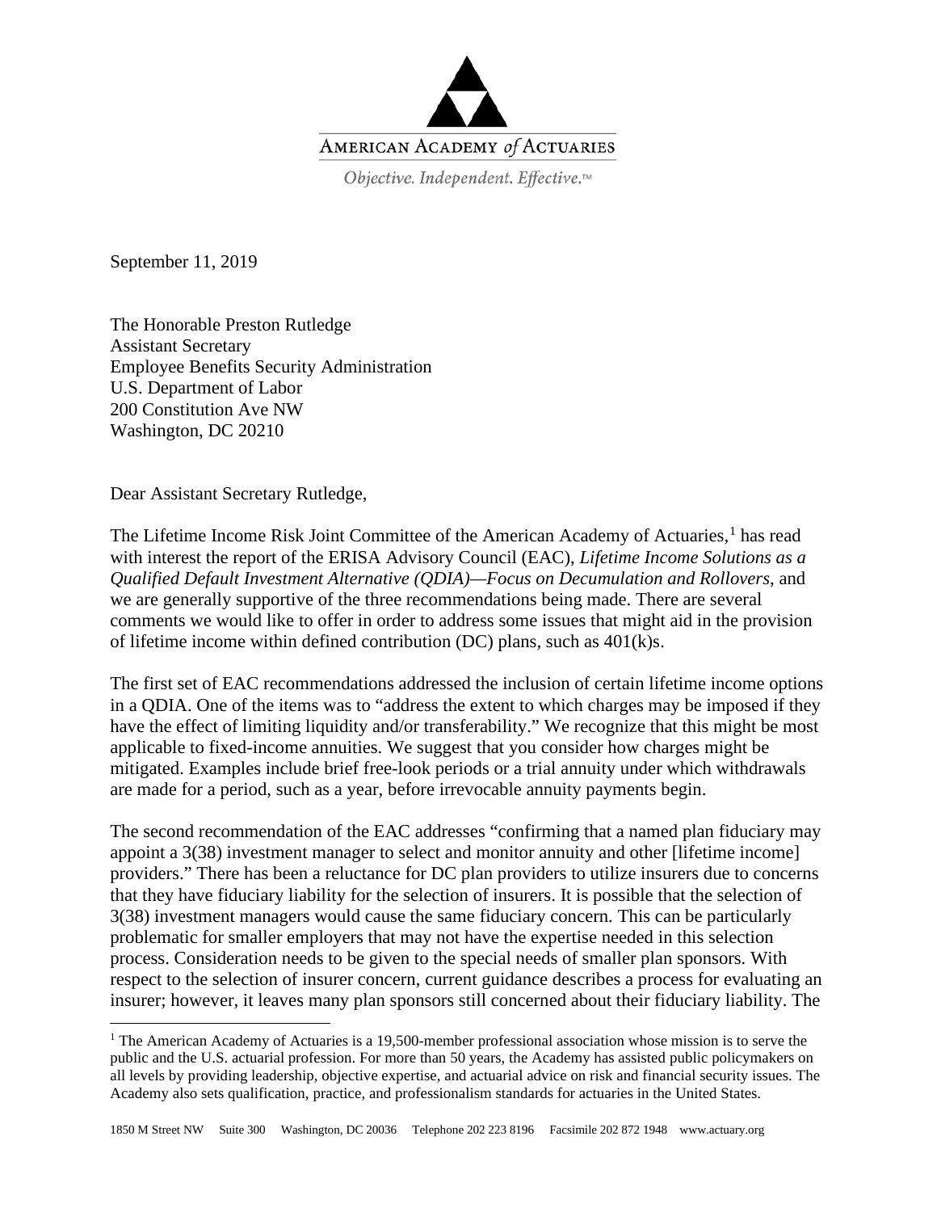AMERICAN ACADEMY *of* ACTUARIES

*Objective. Independent. Effective.™*

September 11, 2019

The Honorable Preston Rutledge
Assistant Secretary
Employee Benefits Security Administration
U.S. Department of Labor
200 Constitution Ave NW
Washington, DC 20210

Dear Assistant Secretary Rutledge,

The Lifetime Income Risk Joint Committee of the American Academy of Actuaries,[1] has read with interest the report of the ERISA Advisory Council (EAC), *Lifetime Income Solutions as a Qualified Default Investment Alternative (QDIA)—Focus on Decumulation and Rollovers*, and we are generally supportive of the three recommendations being made. There are several comments we would like to offer in order to address some issues that might aid in the provision of lifetime income within defined contribution (DC) plans, such as 401(k)s.

The first set of EAC recommendations addressed the inclusion of certain lifetime income options in a QDIA. One of the items was to "address the extent to which charges may be imposed if they have the effect of limiting liquidity and/or transferability." We recognize that this might be most applicable to fixed-income annuities. We suggest that you consider how charges might be mitigated. Examples include brief free-look periods or a trial annuity under which withdrawals are made for a period, such as a year, before irrevocable annuity payments begin.

The second recommendation of the EAC addresses "confirming that a named plan fiduciary may appoint a 3(38) investment manager to select and monitor annuity and other [lifetime income] providers." There has been a reluctance for DC plan providers to utilize insurers due to concerns that they have fiduciary liability for the selection of insurers. It is possible that the selection of 3(38) investment managers would cause the same fiduciary concern. This can be particularly problematic for smaller employers that may not have the expertise needed in this selection process. Consideration needs to be given to the special needs of smaller plan sponsors. With respect to the selection of insurer concern, current guidance describes a process for evaluating an insurer; however, it leaves many plan sponsors still concerned about their fiduciary liability. The

[1] The American Academy of Actuaries is a 19,500-member professional association whose mission is to serve the public and the U.S. actuarial profession. For more than 50 years, the Academy has assisted public policymakers on all levels by providing leadership, objective expertise, and actuarial advice on risk and financial security issues. The Academy also sets qualification, practice, and professionalism standards for actuaries in the United States.

1850 M Street NW Suite 300 Washington, DC 20036 Telephone 202 223 8196 Facsimile 202 872 1948 www.actuary.org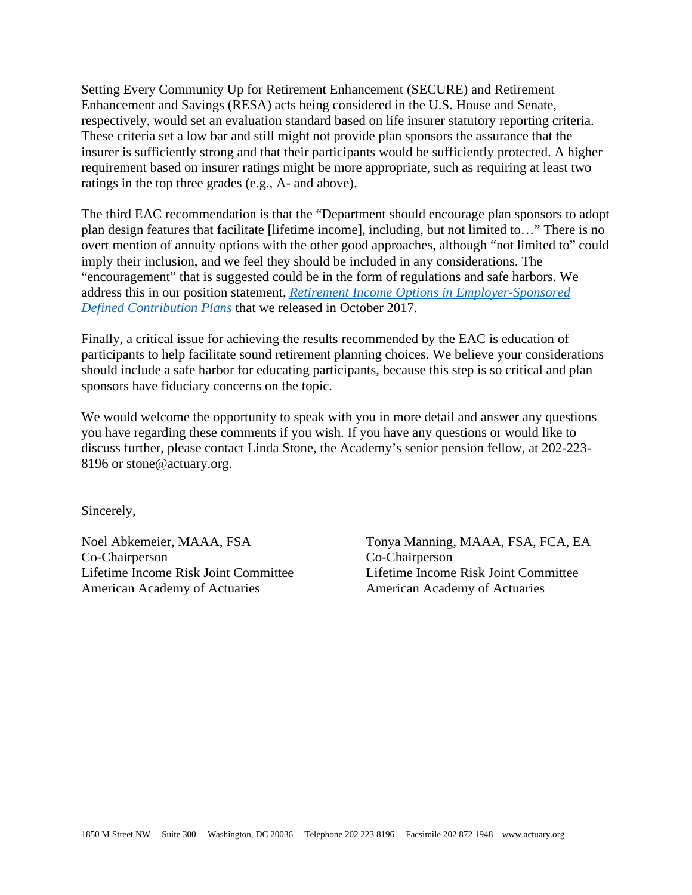Setting Every Community Up for Retirement Enhancement (SECURE) and Retirement Enhancement and Savings (RESA) acts being considered in the U.S. House and Senate, respectively, would set an evaluation standard based on life insurer statutory reporting criteria. These criteria set a low bar and still might not provide plan sponsors the assurance that the insurer is sufficiently strong and that their participants would be sufficiently protected. A higher requirement based on insurer ratings might be more appropriate, such as requiring at least two ratings in the top three grades (e.g., A- and above).

The third EAC recommendation is that the "Department should encourage plan sponsors to adopt plan design features that facilitate [lifetime income], including, but not limited to…" There is no overt mention of annuity options with the other good approaches, although "not limited to" could imply their inclusion, and we feel they should be included in any considerations. The "encouragement" that is suggested could be in the form of regulations and safe harbors. We address this in our position statement, *Retirement Income Options in Employer-Sponsored Defined Contribution Plans* that we released in October 2017.

Finally, a critical issue for achieving the results recommended by the EAC is education of participants to help facilitate sound retirement planning choices. We believe your considerations should include a safe harbor for educating participants, because this step is so critical and plan sponsors have fiduciary concerns on the topic.

We would welcome the opportunity to speak with you in more detail and answer any questions you have regarding these comments if you wish. If you have any questions or would like to discuss further, please contact Linda Stone, the Academy's senior pension fellow, at 202-223-8196 or stone@actuary.org.

Sincerely,

Noel Abkemeier, MAAA, FSA
Co-Chairperson
Lifetime Income Risk Joint Committee
American Academy of Actuaries

Tonya Manning, MAAA, FSA, FCA, EA
Co-Chairperson
Lifetime Income Risk Joint Committee
American Academy of Actuaries